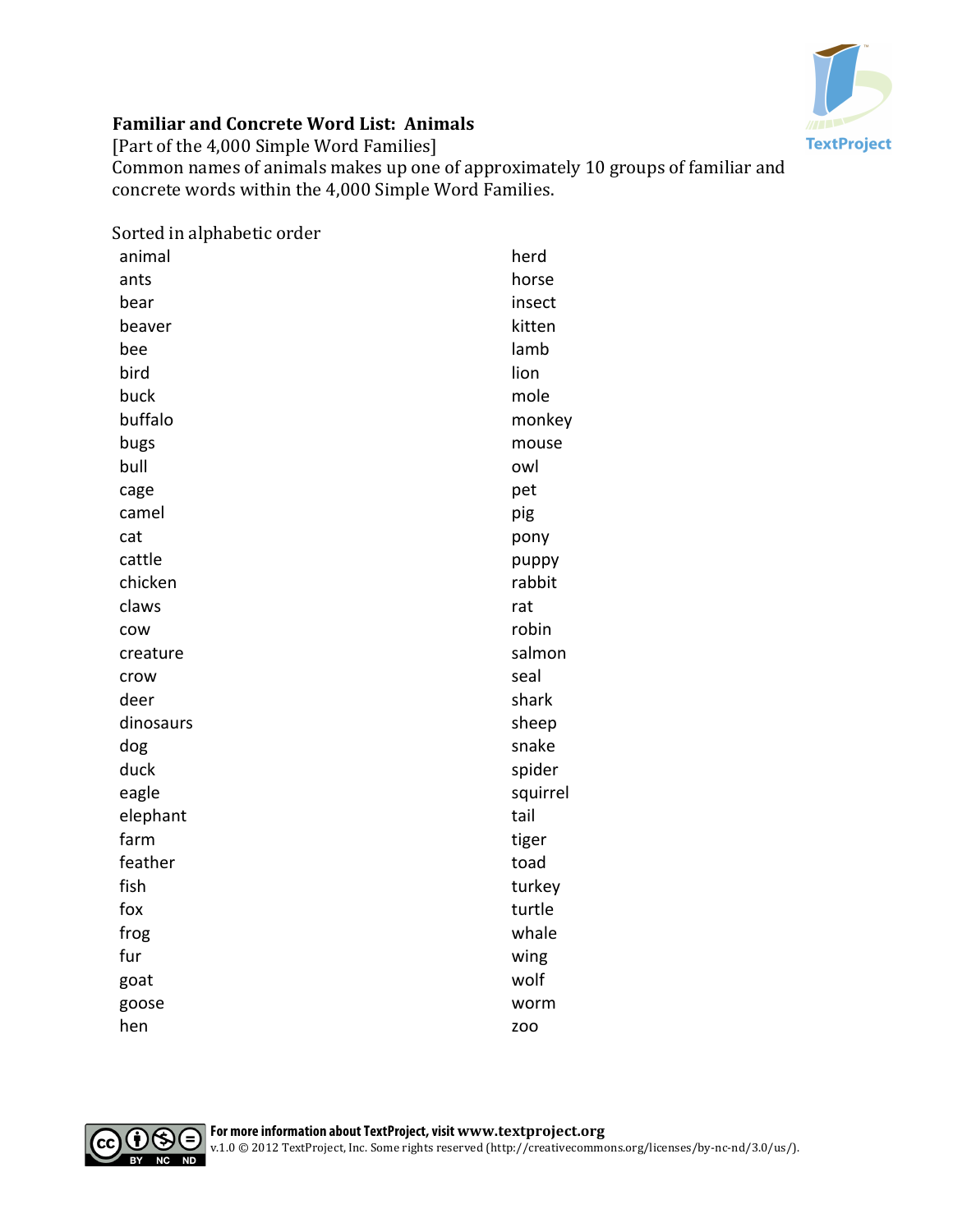**Familiar and Concrete Word List: Animals**

[Part of the 4,000 Simple Word Families]

Common names of animals makes up one of approximately 10 groups of familiar and concrete words within the 4,000 Simple Word Families.

Sorted in alphabetic order

- animal
- ants
- bear
- beaver
- bee
- bird
- buck
- buffalo
- bugs
- bull
- cage
- camel
- cat
- cattle
- chicken
- claws
- cow
- creature
- crow
- deer
- dinosaurs
- dog
- duck
- eagle
- elephant
- farm
- feather
- fish
- fox
- frog
- fur
- goat
- goose
- hen
- herd
- horse
- insect
- kitten
- lamb
- lion
- mole
- monkey
- mouse
- owl
- pet
- pig
- pony
- puppy
- rabbit
- rat
- robin
- salmon
- seal
- shark
- sheep
- snake
- spider
- squirrel
- tail
- tiger
- toad
- turkey
- turtle
- whale
- wing
- wolf
- worm
- zoo

**For more information about TextProject, visit www.textproject.org**
v.1.0 © 2012 TextProject, Inc. Some rights reserved (http://creativecommons.org/licenses/by-nc-nd/3.0/us/).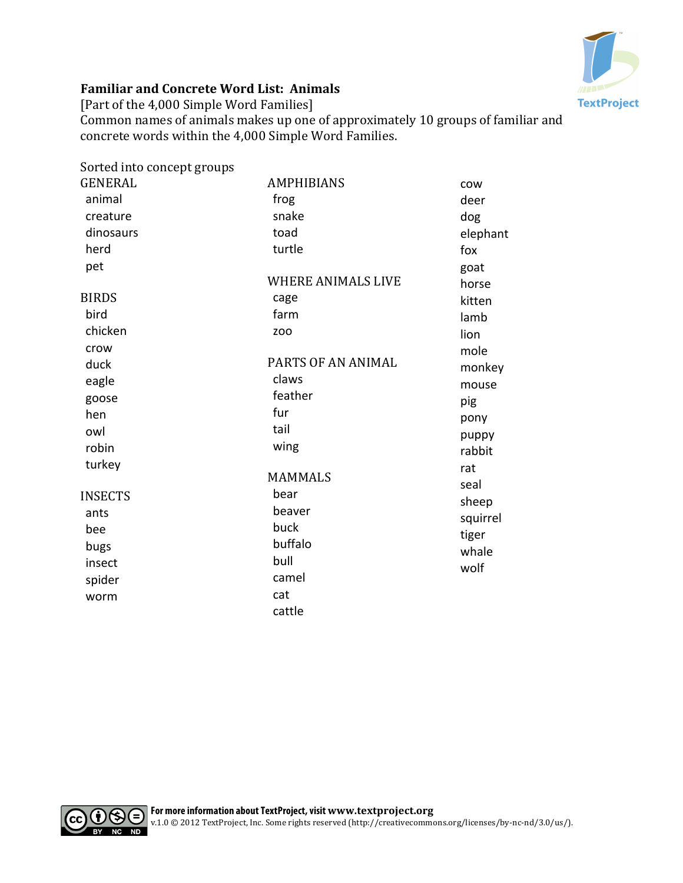**Familiar and Concrete Word List: Animals**
[Part of the 4,000 Simple Word Families]
Common names of animals makes up one of approximately 10 groups of familiar and concrete words within the 4,000 Simple Word Families.

Sorted into concept groups

GENERAL
- animal
- creature
- dinosaurs
- herd
- pet

BIRDS
- bird
- chicken
- crow
- duck
- eagle
- goose
- hen
- owl
- robin
- turkey

INSECTS
- ants
- bee
- bugs
- insect
- spider
- worm

AMPHIBIANS
- frog
- snake
- toad
- turtle

WHERE ANIMALS LIVE
- cage
- farm
- zoo

PARTS OF AN ANIMAL
- claws
- feather
- fur
- tail
- wing

MAMMALS
- bear
- beaver
- buck
- buffalo
- bull
- camel
- cat
- cattle
- cow
- deer
- dog
- elephant
- fox
- goat
- horse
- kitten
- lamb
- lion
- mole
- monkey
- mouse
- pig
- pony
- puppy
- rabbit
- rat
- seal
- sheep
- squirrel
- tiger
- whale
- wolf

For more information about TextProject, visit www.textproject.org
v.1.0 © 2012 TextProject, Inc. Some rights reserved (http://creativecommons.org/licenses/by-nc-nd/3.0/us/).